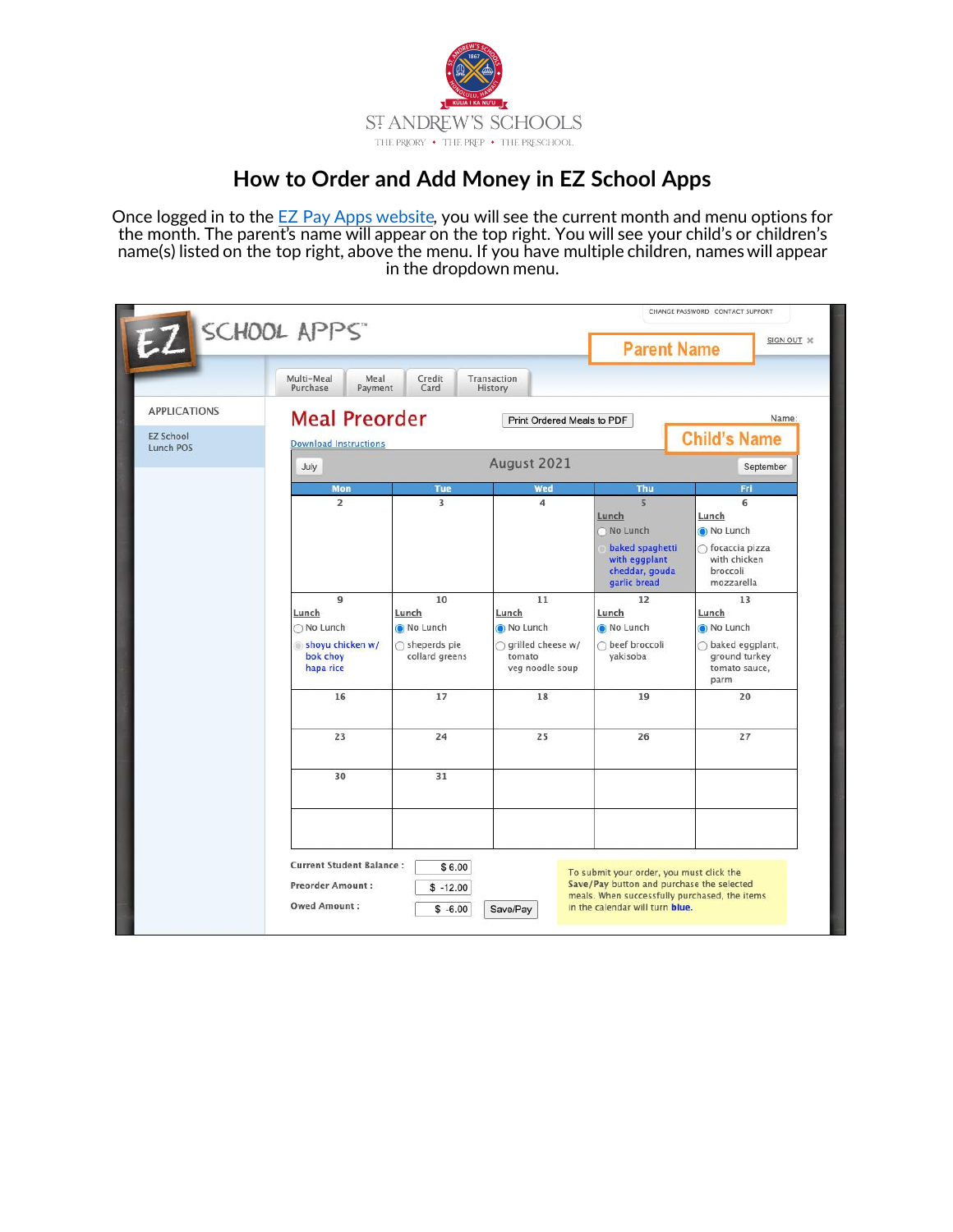ST. ANDREW'S SCHOOLS

THE PRIORY • THE PREP • THE PRESCHOOL

# How to Order and Add Money in EZ School Apps

Once logged in to the EZ Pay Apps website, you will see the current month and menu options for the month. The parent's name will appear on the top right. You will see your child's or children's name(s) listed on the top right, above the menu. If you have multiple children, names will appear in the dropdown menu.

CHANGE PASSWORD CONTACT SUPPORT

EZ SCHOOL APPS™

Parent Name

SIGN OUT

Multi-Meal Purchase | Meal Payment | Credit Card | Transaction History

APPLICATIONS

EZ School Lunch POS

## Meal Preorder

Print Ordered Meals to PDF

Name: Child's Name

Download Instructions

July — August 2021 — September

| Mon | Tue | Wed | Thu | Fri |
|---|---|---|---|---|
| 2 | 3 | 4 | 5 Lunch ○ No Lunch ○ baked spaghetti with eggplant cheddar, gouda garlic bread | 6 Lunch ◉ No Lunch ○ focaccia pizza with chicken broccoli mozzarella |
| 9 Lunch ○ No Lunch ○ shoyu chicken w/ bok choy hapa rice | 10 Lunch ◉ No Lunch ○ sheperds pie collard greens | 11 Lunch ◉ No Lunch ○ grilled cheese w/ tomato veg noodle soup | 12 Lunch ◉ No Lunch ○ beef broccoli yakisoba | 13 Lunch ◉ No Lunch ○ baked eggplant, ground turkey tomato sauce, parm |
| 16 | 17 | 18 | 19 | 20 |
| 23 | 24 | 25 | 26 | 27 |
| 30 | 31 | | | |
| | | | | |

Current Student Balance : $ 6.00

Preorder Amount : $ -12.00

Owed Amount : $ -6.00

Save/Pay

To submit your order, you must click the Save/Pay button and purchase the selected meals. When successfully purchased, the items in the calendar will turn **blue.**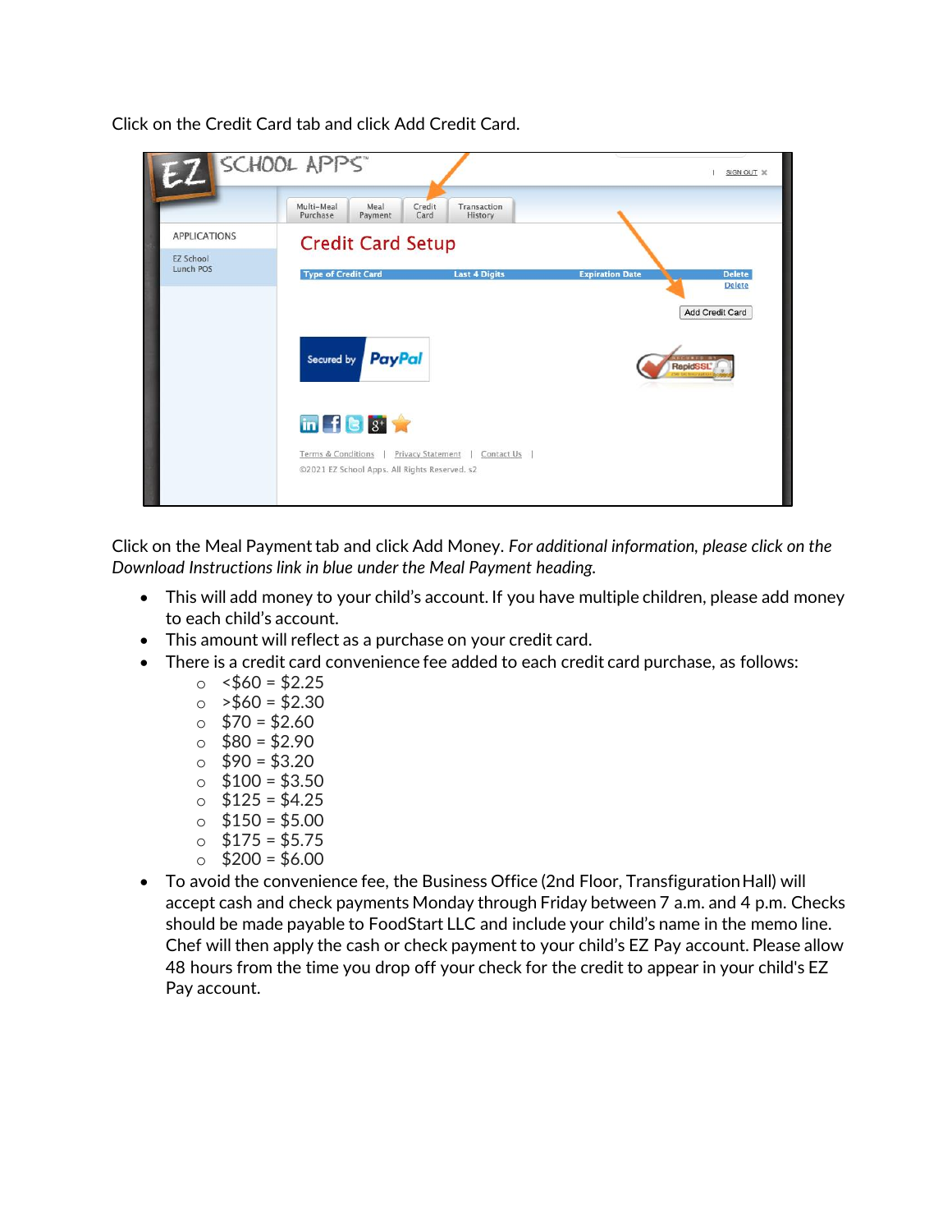Click on the Credit Card tab and click Add Credit Card.

Click on the Meal Payment tab and click Add Money. *For additional information, please click on the Download Instructions link in blue under the Meal Payment heading.*

- This will add money to your child's account. If you have multiple children, please add money to each child's account.
- This amount will reflect as a purchase on your credit card.
- There is a credit card convenience fee added to each credit card purchase, as follows:
  - <$60 = $2.25
  - >$60 = $2.30
  - $70 = $2.60
  - $80 = $2.90
  - $90 = $3.20
  - $100 = $3.50
  - $125 = $4.25
  - $150 = $5.00
  - $175 = $5.75
  - $200 = $6.00
- To avoid the convenience fee, the Business Office (2nd Floor, Transfiguration Hall) will accept cash and check payments Monday through Friday between 7 a.m. and 4 p.m. Checks should be made payable to FoodStart LLC and include your child's name in the memo line. Chef will then apply the cash or check payment to your child's EZ Pay account. Please allow 48 hours from the time you drop off your check for the credit to appear in your child's EZ Pay account.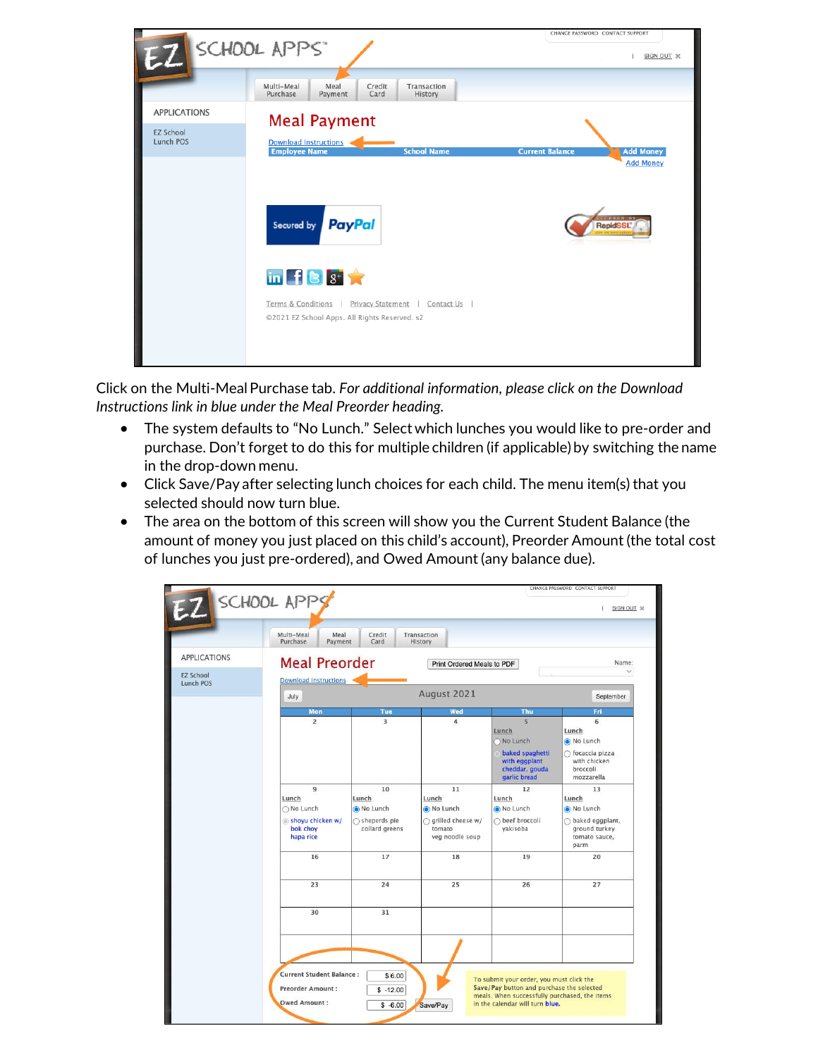Click on the Multi-Meal Purchase tab. *For additional information, please click on the Download Instructions link in blue under the Meal Preorder heading.*

- The system defaults to “No Lunch.” Select which lunches you would like to pre-order and purchase. Don’t forget to do this for multiple children (if applicable) by switching the name in the drop-down menu.
- Click Save/Pay after selecting lunch choices for each child. The menu item(s) that you selected should now turn blue.
- The area on the bottom of this screen will show you the Current Student Balance (the amount of money you just placed on this child’s account), Preorder Amount (the total cost of lunches you just pre-ordered), and Owed Amount (any balance due).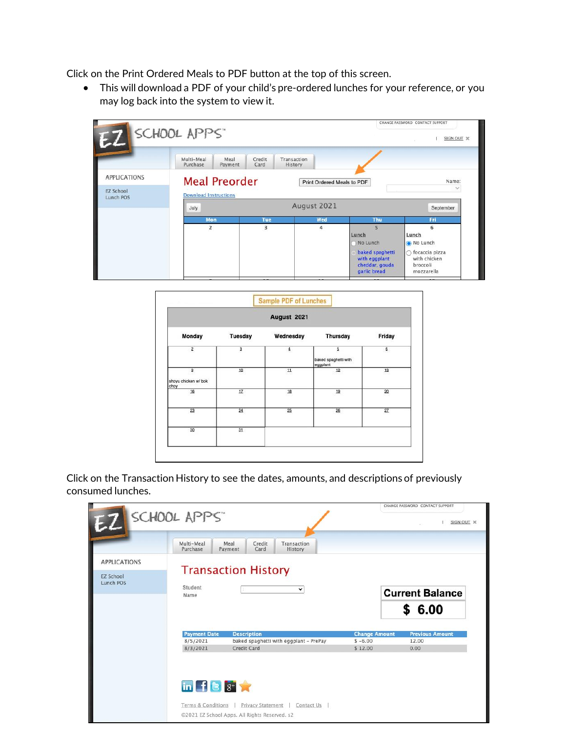Click on the Print Ordered Meals to PDF button at the top of this screen.

- This will download a PDF of your child's pre-ordered lunches for your reference, or you may log back into the system to view it.

Click on the Transaction History to see the dates, amounts, and descriptions of previously consumed lunches.